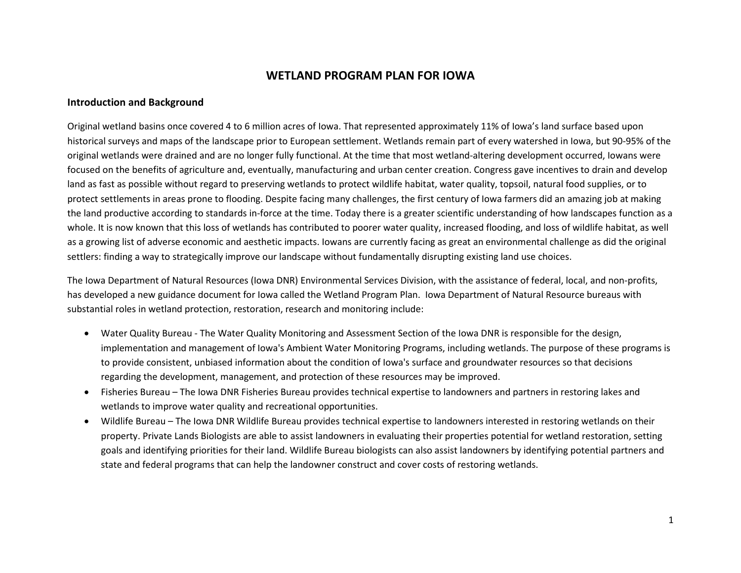# WETLAND PROGRAM PLAN FOR IOWA

## Introduction and Background

Original wetland basins once covered 4 to 6 million acres of Iowa. That represented approximately 11% of Iowa's land surface based upon historical surveys and maps of the landscape prior to European settlement. Wetlands remain part of every watershed in Iowa, but 90-95% of the original wetlands were drained and are no longer fully functional. At the time that most wetland-altering development occurred, Iowans were focused on the benefits of agriculture and, eventually, manufacturing and urban center creation. Congress gave incentives to drain and develop land as fast as possible without regard to preserving wetlands to protect wildlife habitat, water quality, topsoil, natural food supplies, or to protect settlements in areas prone to flooding. Despite facing many challenges, the first century of Iowa farmers did an amazing job at making the land productive according to standards in-force at the time. Today there is a greater scientific understanding of how landscapes function as a whole. It is now known that this loss of wetlands has contributed to poorer water quality, increased flooding, and loss of wildlife habitat, as well as a growing list of adverse economic and aesthetic impacts. Iowans are currently facing as great an environmental challenge as did the original settlers: finding a way to strategically improve our landscape without fundamentally disrupting existing land use choices.

The Iowa Department of Natural Resources (Iowa DNR) Environmental Services Division, with the assistance of federal, local, and non-profits, has developed a new guidance document for Iowa called the Wetland Program Plan. Iowa Department of Natural Resource bureaus with substantial roles in wetland protection, restoration, research and monitoring include:

- Water Quality Bureau - The Water Quality Monitoring and Assessment Section of the Iowa DNR is responsible for the design, implementation and management of Iowa's Ambient Water Monitoring Programs, including wetlands. The purpose of these programs is to provide consistent, unbiased information about the condition of Iowa's surface and groundwater resources so that decisions regarding the development, management, and protection of these resources may be improved.
- Fisheries Bureau – The Iowa DNR Fisheries Bureau provides technical expertise to landowners and partners in restoring lakes and wetlands to improve water quality and recreational opportunities.
- Wildlife Bureau – The Iowa DNR Wildlife Bureau provides technical expertise to landowners interested in restoring wetlands on their property. Private Lands Biologists are able to assist landowners in evaluating their properties potential for wetland restoration, setting goals and identifying priorities for their land. Wildlife Bureau biologists can also assist landowners by identifying potential partners and state and federal programs that can help the landowner construct and cover costs of restoring wetlands.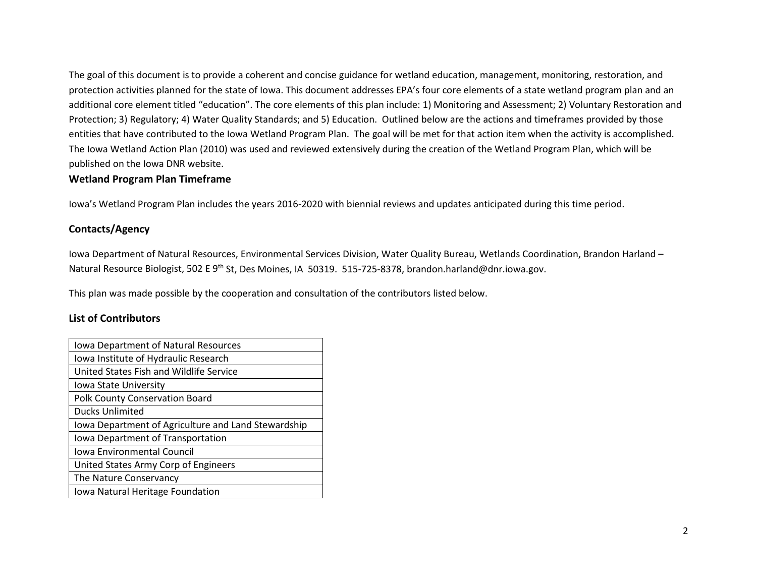The goal of this document is to provide a coherent and concise guidance for wetland education, management, monitoring, restoration, and protection activities planned for the state of Iowa. This document addresses EPA's four core elements of a state wetland program plan and an additional core element titled "education". The core elements of this plan include: 1) Monitoring and Assessment; 2) Voluntary Restoration and Protection; 3) Regulatory; 4) Water Quality Standards; and 5) Education. Outlined below are the actions and timeframes provided by those entities that have contributed to the Iowa Wetland Program Plan. The goal will be met for that action item when the activity is accomplished. The Iowa Wetland Action Plan (2010) was used and reviewed extensively during the creation of the Wetland Program Plan, which will be published on the Iowa DNR website.

## Wetland Program Plan Timeframe

Iowa's Wetland Program Plan includes the years 2016-2020 with biennial reviews and updates anticipated during this time period.

## Contacts/Agency

Iowa Department of Natural Resources, Environmental Services Division, Water Quality Bureau, Wetlands Coordination, Brandon Harland – Natural Resource Biologist, 502 E 9th St, Des Moines, IA 50319. 515-725-8378, brandon.harland@dnr.iowa.gov.

This plan was made possible by the cooperation and consultation of the contributors listed below.

## List of Contributors

| Contributors |
|---|
| Iowa Department of Natural Resources |
| Iowa Institute of Hydraulic Research |
| United States Fish and Wildlife Service |
| Iowa State University |
| Polk County Conservation Board |
| Ducks Unlimited |
| Iowa Department of Agriculture and Land Stewardship |
| Iowa Department of Transportation |
| Iowa Environmental Council |
| United States Army Corp of Engineers |
| The Nature Conservancy |
| Iowa Natural Heritage Foundation |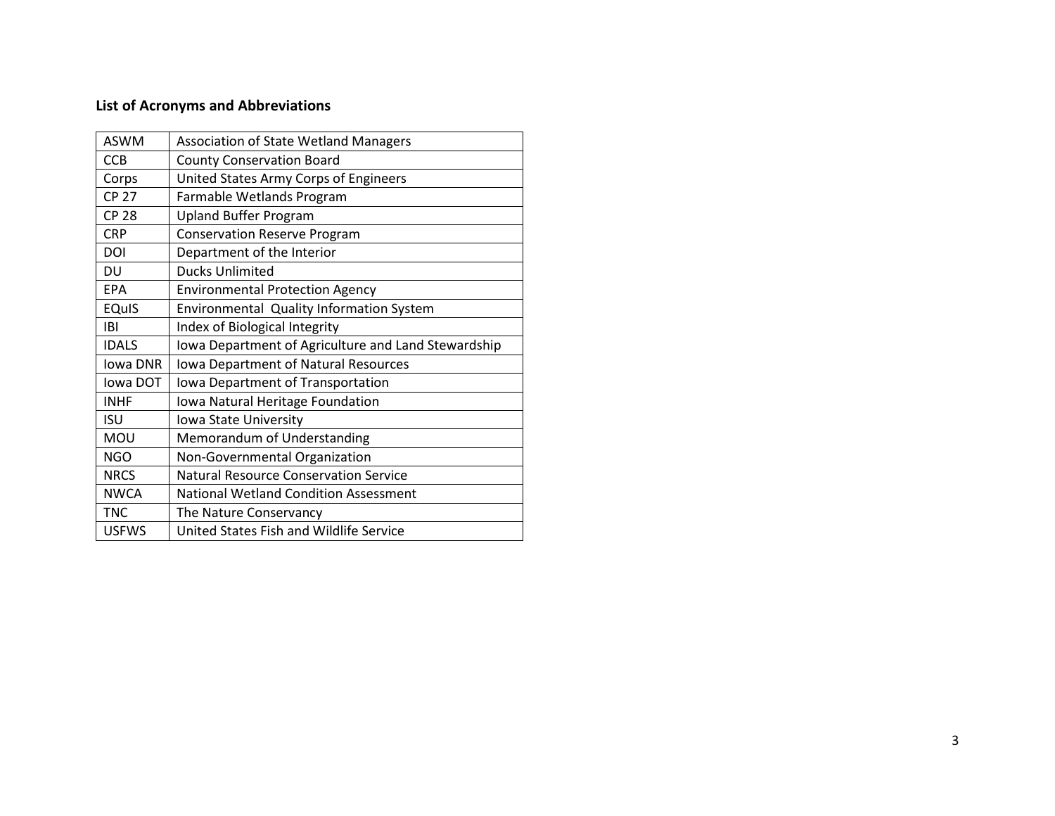### List of Acronyms and Abbreviations

| | |
|---|---|
| ASWM | Association of State Wetland Managers |
| CCB | County Conservation Board |
| Corps | United States Army Corps of Engineers |
| CP 27 | Farmable Wetlands Program |
| CP 28 | Upland Buffer Program |
| CRP | Conservation Reserve Program |
| DOI | Department of the Interior |
| DU | Ducks Unlimited |
| EPA | Environmental Protection Agency |
| EQuIS | Environmental Quality Information System |
| IBI | Index of Biological Integrity |
| IDALS | Iowa Department of Agriculture and Land Stewardship |
| Iowa DNR | Iowa Department of Natural Resources |
| Iowa DOT | Iowa Department of Transportation |
| INHF | Iowa Natural Heritage Foundation |
| ISU | Iowa State University |
| MOU | Memorandum of Understanding |
| NGO | Non-Governmental Organization |
| NRCS | Natural Resource Conservation Service |
| NWCA | National Wetland Condition Assessment |
| TNC | The Nature Conservancy |
| USFWS | United States Fish and Wildlife Service |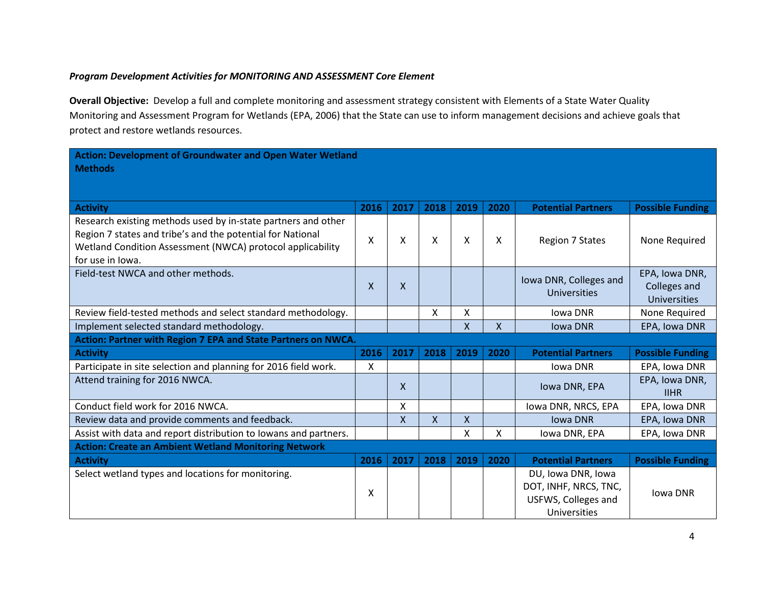***Program Development Activities for MONITORING AND ASSESSMENT Core Element***

**Overall Objective:** Develop a full and complete monitoring and assessment strategy consistent with Elements of a State Water Quality Monitoring and Assessment Program for Wetlands (EPA, 2006) that the State can use to inform management decisions and achieve goals that protect and restore wetlands resources.

| **Action: Development of Groundwater and Open Water Wetland Methods** | | | | | | | |
|---|---|---|---|---|---|---|---|
| **Activity** | **2016** | **2017** | **2018** | **2019** | **2020** | **Potential Partners** | **Possible Funding** |
| Research existing methods used by in-state partners and other Region 7 states and tribe's and the potential for National Wetland Condition Assessment (NWCA) protocol applicability for use in Iowa. | X | X | X | X | X | Region 7 States | None Required |
| Field-test NWCA and other methods. | X | X | | | | Iowa DNR, Colleges and Universities | EPA, Iowa DNR, Colleges and Universities |
| Review field-tested methods and select standard methodology. | | | X | X | | Iowa DNR | None Required |
| Implement selected standard methodology. | | | | X | X | Iowa DNR | EPA, Iowa DNR |
| **Action: Partner with Region 7 EPA and State Partners on NWCA.** | | | | | | | |
| **Activity** | **2016** | **2017** | **2018** | **2019** | **2020** | **Potential Partners** | **Possible Funding** |
| Participate in site selection and planning for 2016 field work. | X | | | | | Iowa DNR | EPA, Iowa DNR |
| Attend training for 2016 NWCA. | | X | | | | Iowa DNR, EPA | EPA, Iowa DNR, IIHR |
| Conduct field work for 2016 NWCA. | | X | | | | Iowa DNR, NRCS, EPA | EPA, Iowa DNR |
| Review data and provide comments and feedback. | | X | X | X | | Iowa DNR | EPA, Iowa DNR |
| Assist with data and report distribution to Iowans and partners. | | | | X | X | Iowa DNR, EPA | EPA, Iowa DNR |
| **Action: Create an Ambient Wetland Monitoring Network** | | | | | | | |
| **Activity** | **2016** | **2017** | **2018** | **2019** | **2020** | **Potential Partners** | **Possible Funding** |
| Select wetland types and locations for monitoring. | X | | | | | DU, Iowa DNR, Iowa DOT, INHF, NRCS, TNC, USFWS, Colleges and Universities | Iowa DNR |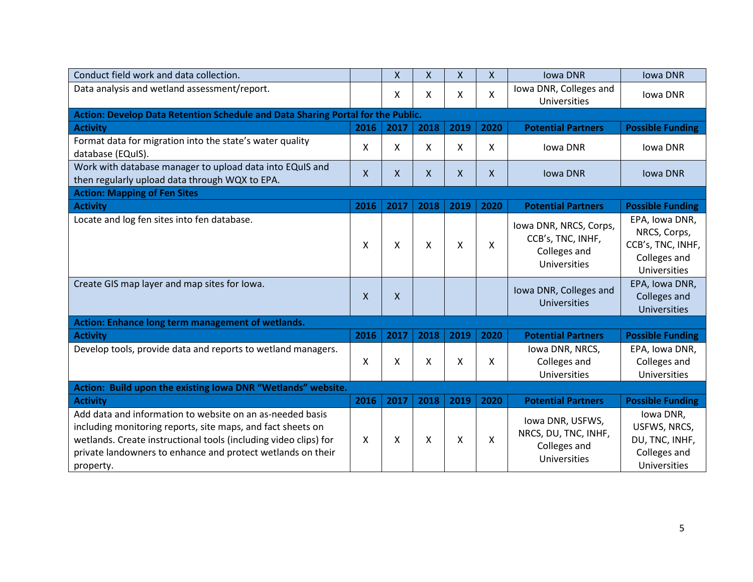| | | | | | | | |
|---|---|---|---|---|---|---|---|
| Conduct field work and data collection. | | X | X | X | X | Iowa DNR | Iowa DNR |
| Data analysis and wetland assessment/report. | | X | X | X | X | Iowa DNR, Colleges and Universities | Iowa DNR |
| **Action: Develop Data Retention Schedule and Data Sharing Portal for the Public.** | | | | | | | |
| **Activity** | **2016** | **2017** | **2018** | **2019** | **2020** | **Potential Partners** | **Possible Funding** |
| Format data for migration into the state's water quality database (EQuIS). | X | X | X | X | X | Iowa DNR | Iowa DNR |
| Work with database manager to upload data into EQuIS and then regularly upload data through WQX to EPA. | X | X | X | X | X | Iowa DNR | Iowa DNR |
| **Action: Mapping of Fen Sites** | | | | | | | |
| **Activity** | **2016** | **2017** | **2018** | **2019** | **2020** | **Potential Partners** | **Possible Funding** |
| Locate and log fen sites into fen database. | X | X | X | X | X | Iowa DNR, NRCS, Corps, CCB's, TNC, INHF, Colleges and Universities | EPA, Iowa DNR, NRCS, Corps, CCB's, TNC, INHF, Colleges and Universities |
| Create GIS map layer and map sites for Iowa. | X | X | | | | Iowa DNR, Colleges and Universities | EPA, Iowa DNR, Colleges and Universities |
| **Action: Enhance long term management of wetlands.** | | | | | | | |
| **Activity** | **2016** | **2017** | **2018** | **2019** | **2020** | **Potential Partners** | **Possible Funding** |
| Develop tools, provide data and reports to wetland managers. | X | X | X | X | X | Iowa DNR, NRCS, Colleges and Universities | EPA, Iowa DNR, Colleges and Universities |
| **Action: Build upon the existing Iowa DNR "Wetlands" website.** | | | | | | | |
| **Activity** | **2016** | **2017** | **2018** | **2019** | **2020** | **Potential Partners** | **Possible Funding** |
| Add data and information to website on an as-needed basis including monitoring reports, site maps, and fact sheets on wetlands. Create instructional tools (including video clips) for private landowners to enhance and protect wetlands on their property. | X | X | X | X | X | Iowa DNR, USFWS, NRCS, DU, TNC, INHF, Colleges and Universities | Iowa DNR, USFWS, NRCS, DU, TNC, INHF, Colleges and Universities |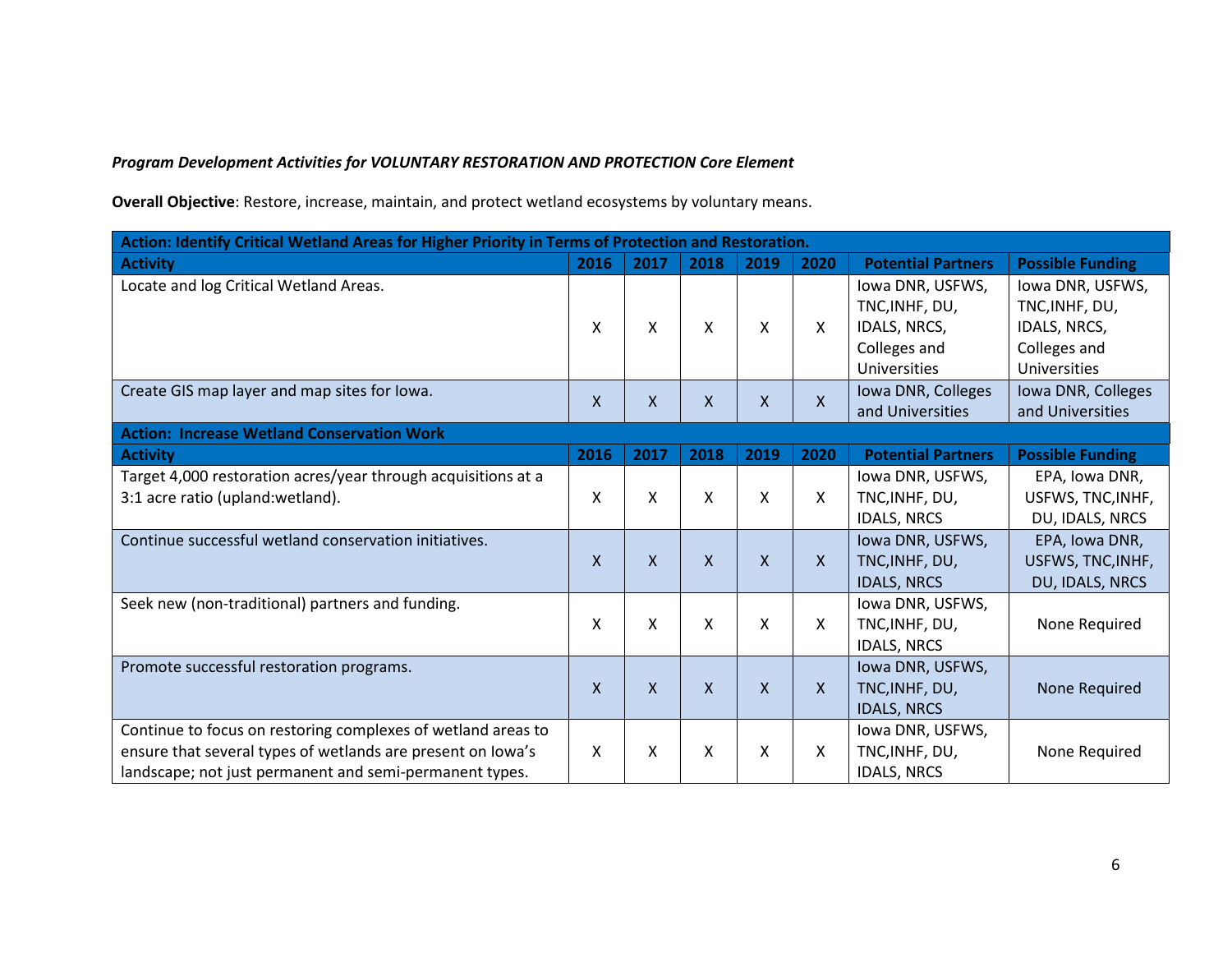***Program Development Activities for VOLUNTARY RESTORATION AND PROTECTION Core Element***

**Overall Objective**: Restore, increase, maintain, and protect wetland ecosystems by voluntary means.

| **Action: Identify Critical Wetland Areas for Higher Priority in Terms of Protection and Restoration.** | | | | | | | |
|---|---|---|---|---|---|---|---|
| **Activity** | **2016** | **2017** | **2018** | **2019** | **2020** | **Potential Partners** | **Possible Funding** |
| Locate and log Critical Wetland Areas. | X | X | X | X | X | Iowa DNR, USFWS, TNC,INHF, DU, IDALS, NRCS, Colleges and Universities | Iowa DNR, USFWS, TNC,INHF, DU, IDALS, NRCS, Colleges and Universities |
| Create GIS map layer and map sites for Iowa. | X | X | X | X | X | Iowa DNR, Colleges and Universities | Iowa DNR, Colleges and Universities |
| **Action: Increase Wetland Conservation Work** | | | | | | | |
| **Activity** | **2016** | **2017** | **2018** | **2019** | **2020** | **Potential Partners** | **Possible Funding** |
| Target 4,000 restoration acres/year through acquisitions at a 3:1 acre ratio (upland:wetland). | X | X | X | X | X | Iowa DNR, USFWS, TNC,INHF, DU, IDALS, NRCS | EPA, Iowa DNR, USFWS, TNC,INHF, DU, IDALS, NRCS |
| Continue successful wetland conservation initiatives. | X | X | X | X | X | Iowa DNR, USFWS, TNC,INHF, DU, IDALS, NRCS | EPA, Iowa DNR, USFWS, TNC,INHF, DU, IDALS, NRCS |
| Seek new (non-traditional) partners and funding. | X | X | X | X | X | Iowa DNR, USFWS, TNC,INHF, DU, IDALS, NRCS | None Required |
| Promote successful restoration programs. | X | X | X | X | X | Iowa DNR, USFWS, TNC,INHF, DU, IDALS, NRCS | None Required |
| Continue to focus on restoring complexes of wetland areas to ensure that several types of wetlands are present on Iowa's landscape; not just permanent and semi-permanent types. | X | X | X | X | X | Iowa DNR, USFWS, TNC,INHF, DU, IDALS, NRCS | None Required |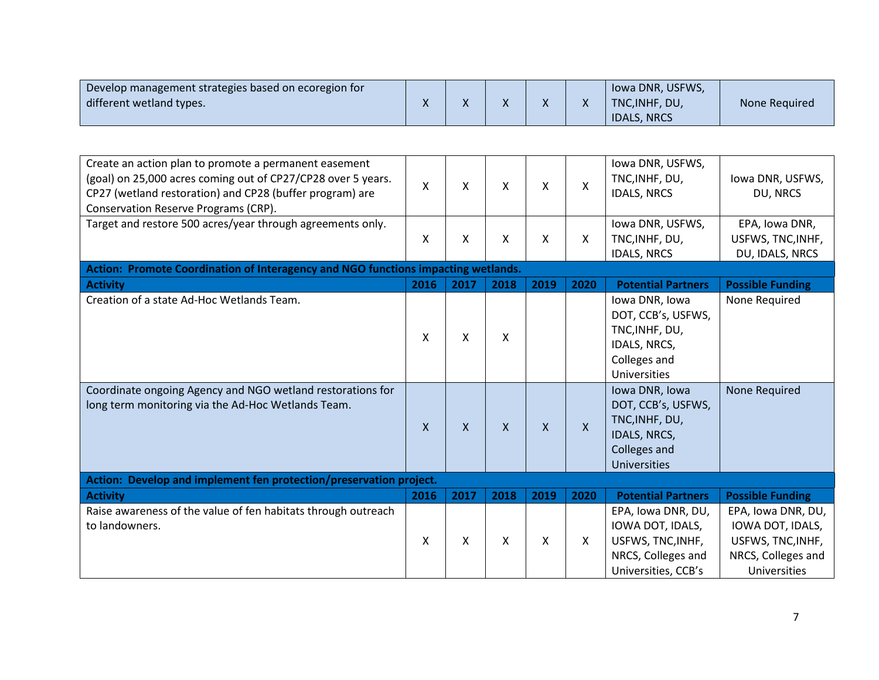| Activity | 2016 | 2017 | 2018 | 2019 | 2020 | Potential Partners | Possible Funding |
|---|---|---|---|---|---|---|---|
| Develop management strategies based on ecoregion for different wetland types. | X | X | X | X | X | Iowa DNR, USFWS, TNC,INHF, DU, IDALS, NRCS | None Required |

| Activity | 2016 | 2017 | 2018 | 2019 | 2020 | Potential Partners | Possible Funding |
|---|---|---|---|---|---|---|---|
| Create an action plan to promote a permanent easement (goal) on 25,000 acres coming out of CP27/CP28 over 5 years. CP27 (wetland restoration) and CP28 (buffer program) are Conservation Reserve Programs (CRP). | X | X | X | X | X | Iowa DNR, USFWS, TNC,INHF, DU, IDALS, NRCS | Iowa DNR, USFWS, DU, NRCS |
| Target and restore 500 acres/year through agreements only. | X | X | X | X | X | Iowa DNR, USFWS, TNC,INHF, DU, IDALS, NRCS | EPA, Iowa DNR, USFWS, TNC,INHF, DU, IDALS, NRCS |
| **Action: Promote Coordination of Interagency and NGO functions impacting wetlands.** | | | | | | | |
| **Activity** | **2016** | **2017** | **2018** | **2019** | **2020** | **Potential Partners** | **Possible Funding** |
| Creation of a state Ad-Hoc Wetlands Team. | X | X | X | | | Iowa DNR, Iowa DOT, CCB's, USFWS, TNC,INHF, DU, IDALS, NRCS, Colleges and Universities | None Required |
| Coordinate ongoing Agency and NGO wetland restorations for long term monitoring via the Ad-Hoc Wetlands Team. | X | X | X | X | X | Iowa DNR, Iowa DOT, CCB's, USFWS, TNC,INHF, DU, IDALS, NRCS, Colleges and Universities | None Required |
| **Action: Develop and implement fen protection/preservation project.** | | | | | | | |
| **Activity** | **2016** | **2017** | **2018** | **2019** | **2020** | **Potential Partners** | **Possible Funding** |
| Raise awareness of the value of fen habitats through outreach to landowners. | X | X | X | X | X | EPA, Iowa DNR, DU, IOWA DOT, IDALS, USFWS, TNC,INHF, NRCS, Colleges and Universities, CCB's | EPA, Iowa DNR, DU, IOWA DOT, IDALS, USFWS, TNC,INHF, NRCS, Colleges and Universities |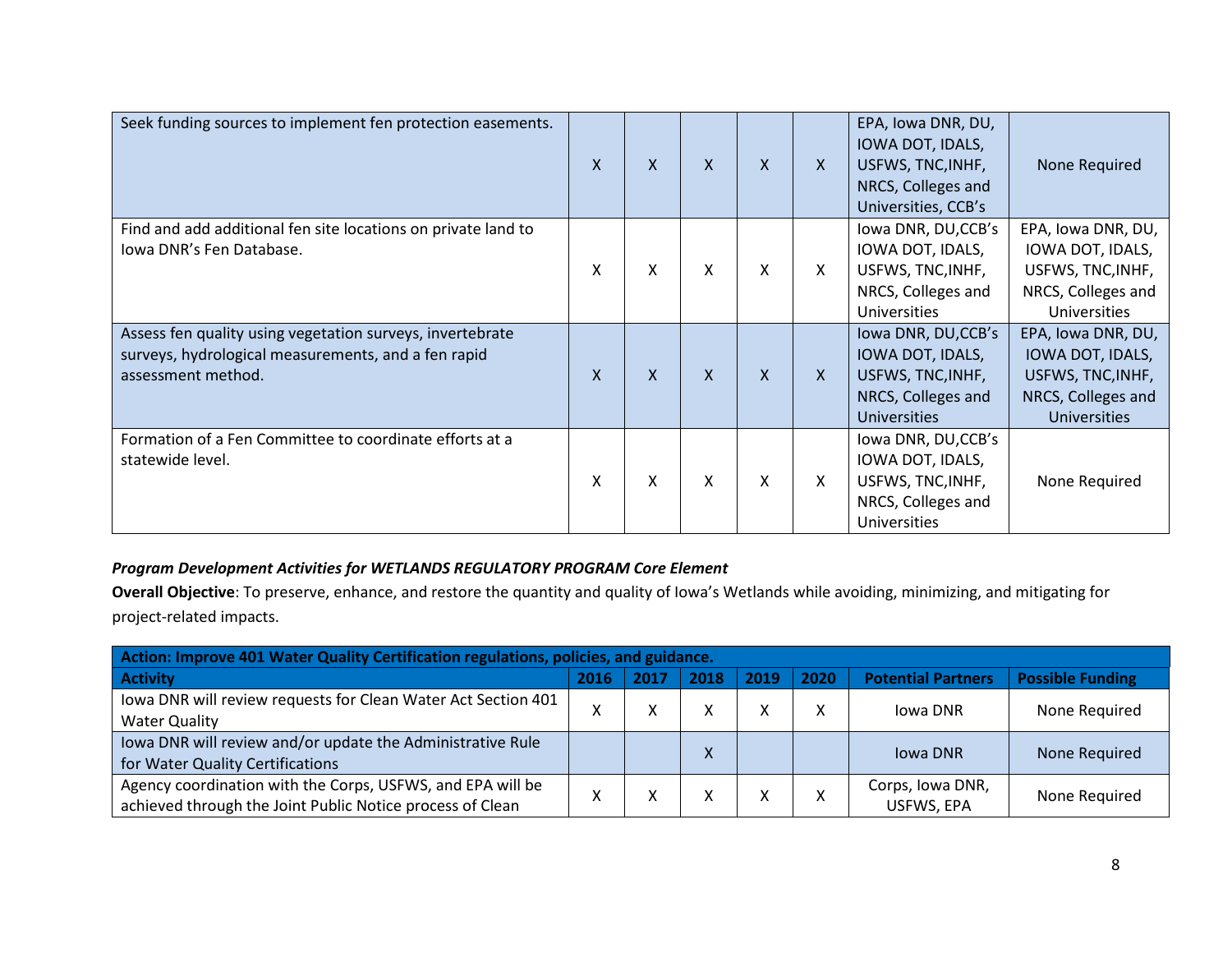| Seek funding sources to implement fen protection easements. | X | X | X | X | X | EPA, Iowa DNR, DU, IOWA DOT, IDALS, USFWS, TNC,INHF, NRCS, Colleges and Universities, CCB's | None Required |
|---|---|---|---|---|---|---|---|
| Find and add additional fen site locations on private land to Iowa DNR's Fen Database. | X | X | X | X | X | Iowa DNR, DU,CCB's IOWA DOT, IDALS, USFWS, TNC,INHF, NRCS, Colleges and Universities | EPA, Iowa DNR, DU, IOWA DOT, IDALS, USFWS, TNC,INHF, NRCS, Colleges and Universities |
| Assess fen quality using vegetation surveys, invertebrate surveys, hydrological measurements, and a fen rapid assessment method. | X | X | X | X | X | Iowa DNR, DU,CCB's IOWA DOT, IDALS, USFWS, TNC,INHF, NRCS, Colleges and Universities | EPA, Iowa DNR, DU, IOWA DOT, IDALS, USFWS, TNC,INHF, NRCS, Colleges and Universities |
| Formation of a Fen Committee to coordinate efforts at a statewide level. | X | X | X | X | X | Iowa DNR, DU,CCB's IOWA DOT, IDALS, USFWS, TNC,INHF, NRCS, Colleges and Universities | None Required |

***Program Development Activities for WETLANDS REGULATORY PROGRAM Core Element***

**Overall Objective**: To preserve, enhance, and restore the quantity and quality of Iowa's Wetlands while avoiding, minimizing, and mitigating for project-related impacts.

| **Action: Improve 401 Water Quality Certification regulations, policies, and guidance.** | | | | | | | |
|---|---|---|---|---|---|---|---|
| **Activity** | **2016** | **2017** | **2018** | **2019** | **2020** | **Potential Partners** | **Possible Funding** |
| Iowa DNR will review requests for Clean Water Act Section 401 Water Quality | X | X | X | X | X | Iowa DNR | None Required |
| Iowa DNR will review and/or update the Administrative Rule for Water Quality Certifications | | | X | | | Iowa DNR | None Required |
| Agency coordination with the Corps, USFWS, and EPA will be achieved through the Joint Public Notice process of Clean | X | X | X | X | X | Corps, Iowa DNR, USFWS, EPA | None Required |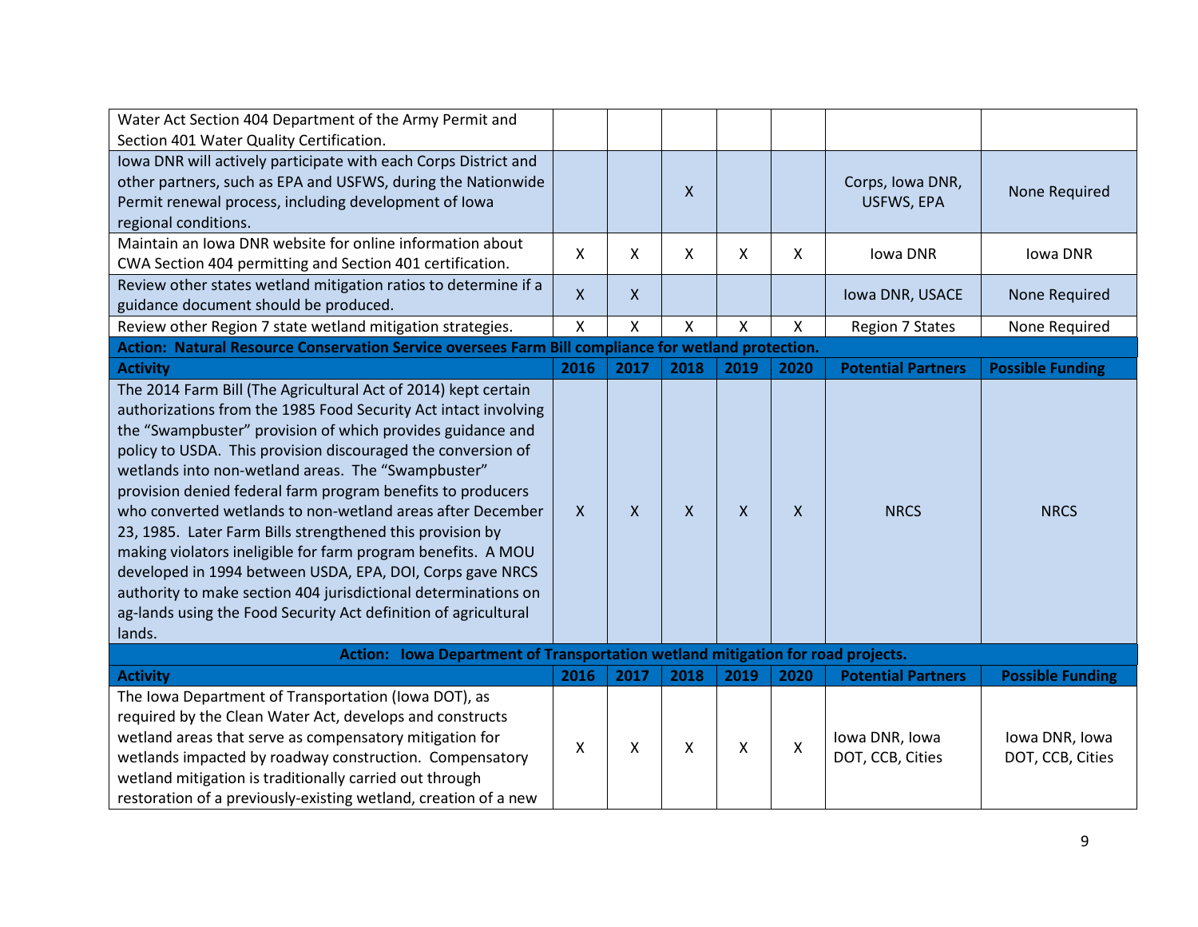| | | | | | | | |
|---|---|---|---|---|---|---|---|
| Water Act Section 404 Department of the Army Permit and Section 401 Water Quality Certification. | | | | | | | |
| Iowa DNR will actively participate with each Corps District and other partners, such as EPA and USFWS, during the Nationwide Permit renewal process, including development of Iowa regional conditions. | | | X | | | Corps, Iowa DNR, USFWS, EPA | None Required |
| Maintain an Iowa DNR website for online information about CWA Section 404 permitting and Section 401 certification. | X | X | X | X | X | Iowa DNR | Iowa DNR |
| Review other states wetland mitigation ratios to determine if a guidance document should be produced. | X | X | | | | Iowa DNR, USACE | None Required |
| Review other Region 7 state wetland mitigation strategies. | X | X | X | X | X | Region 7 States | None Required |
| **Action: Natural Resource Conservation Service oversees Farm Bill compliance for wetland protection.** | | | | | | | |
| **Activity** | **2016** | **2017** | **2018** | **2019** | **2020** | **Potential Partners** | **Possible Funding** |
| The 2014 Farm Bill (The Agricultural Act of 2014) kept certain authorizations from the 1985 Food Security Act intact involving the "Swampbuster" provision of which provides guidance and policy to USDA. This provision discouraged the conversion of wetlands into non-wetland areas. The "Swampbuster" provision denied federal farm program benefits to producers who converted wetlands to non-wetland areas after December 23, 1985. Later Farm Bills strengthened this provision by making violators ineligible for farm program benefits. A MOU developed in 1994 between USDA, EPA, DOI, Corps gave NRCS authority to make section 404 jurisdictional determinations on ag-lands using the Food Security Act definition of agricultural lands. | X | X | X | X | X | NRCS | NRCS |
| **Action: Iowa Department of Transportation wetland mitigation for road projects.** | | | | | | | |
| **Activity** | **2016** | **2017** | **2018** | **2019** | **2020** | **Potential Partners** | **Possible Funding** |
| The Iowa Department of Transportation (Iowa DOT), as required by the Clean Water Act, develops and constructs wetland areas that serve as compensatory mitigation for wetlands impacted by roadway construction. Compensatory wetland mitigation is traditionally carried out through restoration of a previously-existing wetland, creation of a new | X | X | X | X | X | Iowa DNR, Iowa DOT, CCB, Cities | Iowa DNR, Iowa DOT, CCB, Cities |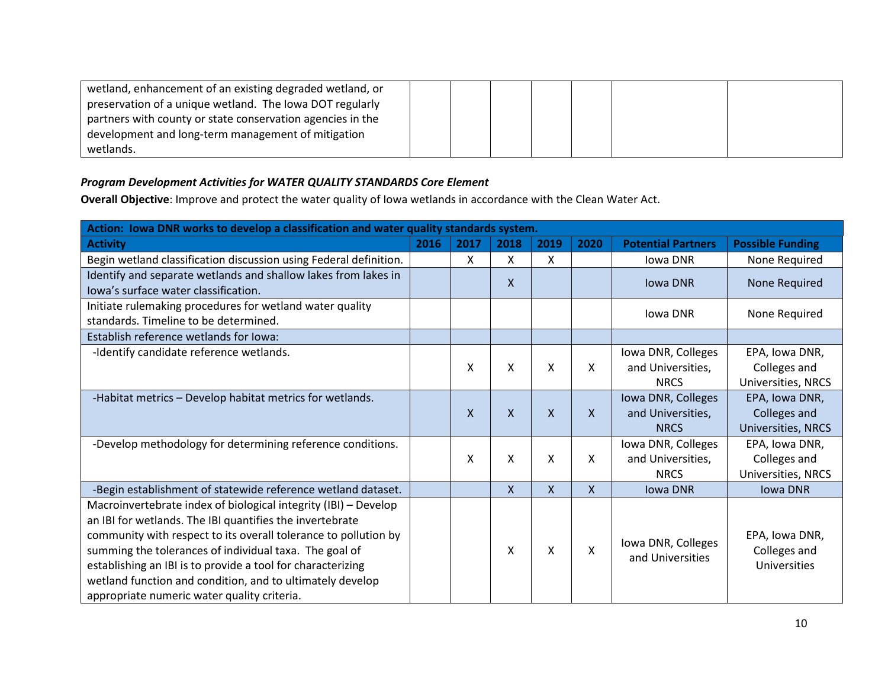| | | | | | | | |
|---|---|---|---|---|---|---|---|
| wetland, enhancement of an existing degraded wetland, or preservation of a unique wetland. The Iowa DOT regularly partners with county or state conservation agencies in the development and long-term management of mitigation wetlands. | | | | | | | |

***Program Development Activities for WATER QUALITY STANDARDS Core Element***

**Overall Objective**: Improve and protect the water quality of Iowa wetlands in accordance with the Clean Water Act.

| **Action: Iowa DNR works to develop a classification and water quality standards system.** | | | | | | | |
|---|---|---|---|---|---|---|---|
| **Activity** | **2016** | **2017** | **2018** | **2019** | **2020** | **Potential Partners** | **Possible Funding** |
| Begin wetland classification discussion using Federal definition. | | X | X | X | | Iowa DNR | None Required |
| Identify and separate wetlands and shallow lakes from lakes in Iowa's surface water classification. | | | X | | | Iowa DNR | None Required |
| Initiate rulemaking procedures for wetland water quality standards. Timeline to be determined. | | | | | | Iowa DNR | None Required |
| Establish reference wetlands for Iowa: | | | | | | | |
| -Identify candidate reference wetlands. | | X | X | X | X | Iowa DNR, Colleges and Universities, NRCS | EPA, Iowa DNR, Colleges and Universities, NRCS |
| -Habitat metrics – Develop habitat metrics for wetlands. | | X | X | X | X | Iowa DNR, Colleges and Universities, NRCS | EPA, Iowa DNR, Colleges and Universities, NRCS |
| -Develop methodology for determining reference conditions. | | X | X | X | X | Iowa DNR, Colleges and Universities, NRCS | EPA, Iowa DNR, Colleges and Universities, NRCS |
| -Begin establishment of statewide reference wetland dataset. | | | X | X | X | Iowa DNR | Iowa DNR |
| Macroinvertebrate index of biological integrity (IBI) – Develop an IBI for wetlands. The IBI quantifies the invertebrate community with respect to its overall tolerance to pollution by summing the tolerances of individual taxa. The goal of establishing an IBI is to provide a tool for characterizing wetland function and condition, and to ultimately develop appropriate numeric water quality criteria. | | | X | X | X | Iowa DNR, Colleges and Universities | EPA, Iowa DNR, Colleges and Universities |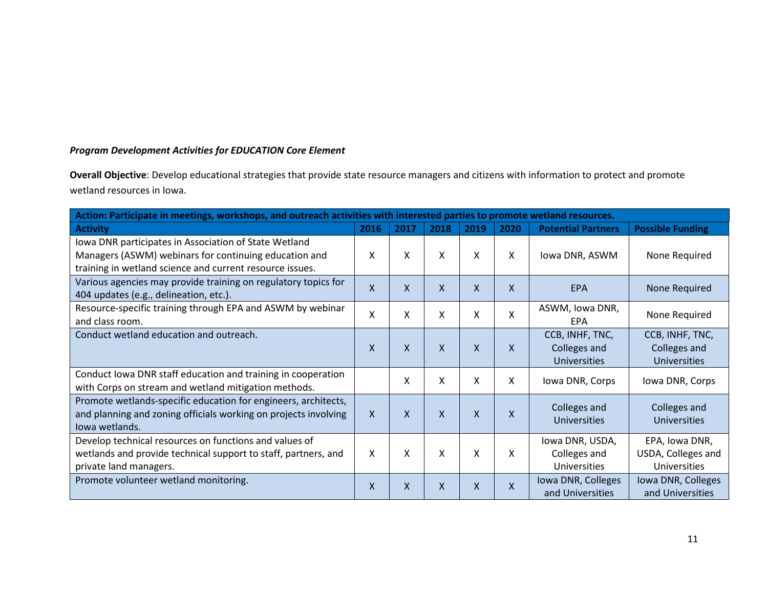*Program Development Activities for EDUCATION Core Element*

**Overall Objective**: Develop educational strategies that provide state resource managers and citizens with information to protect and promote wetland resources in Iowa.

| **Action: Participate in meetings, workshops, and outreach activities with interested parties to promote wetland resources.** | | | | | | | |
|---|---|---|---|---|---|---|---|
| **Activity** | **2016** | **2017** | **2018** | **2019** | **2020** | **Potential Partners** | **Possible Funding** |
| Iowa DNR participates in Association of State Wetland Managers (ASWM) webinars for continuing education and training in wetland science and current resource issues. | X | X | X | X | X | Iowa DNR, ASWM | None Required |
| Various agencies may provide training on regulatory topics for 404 updates (e.g., delineation, etc.). | X | X | X | X | X | EPA | None Required |
| Resource-specific training through EPA and ASWM by webinar and class room. | X | X | X | X | X | ASWM, Iowa DNR, EPA | None Required |
| Conduct wetland education and outreach. | X | X | X | X | X | CCB, INHF, TNC, Colleges and Universities | CCB, INHF, TNC, Colleges and Universities |
| Conduct Iowa DNR staff education and training in cooperation with Corps on stream and wetland mitigation methods. | | X | X | X | X | Iowa DNR, Corps | Iowa DNR, Corps |
| Promote wetlands-specific education for engineers, architects, and planning and zoning officials working on projects involving Iowa wetlands. | X | X | X | X | X | Colleges and Universities | Colleges and Universities |
| Develop technical resources on functions and values of wetlands and provide technical support to staff, partners, and private land managers. | X | X | X | X | X | Iowa DNR, USDA, Colleges and Universities | EPA, Iowa DNR, USDA, Colleges and Universities |
| Promote volunteer wetland monitoring. | X | X | X | X | X | Iowa DNR, Colleges and Universities | Iowa DNR, Colleges and Universities |